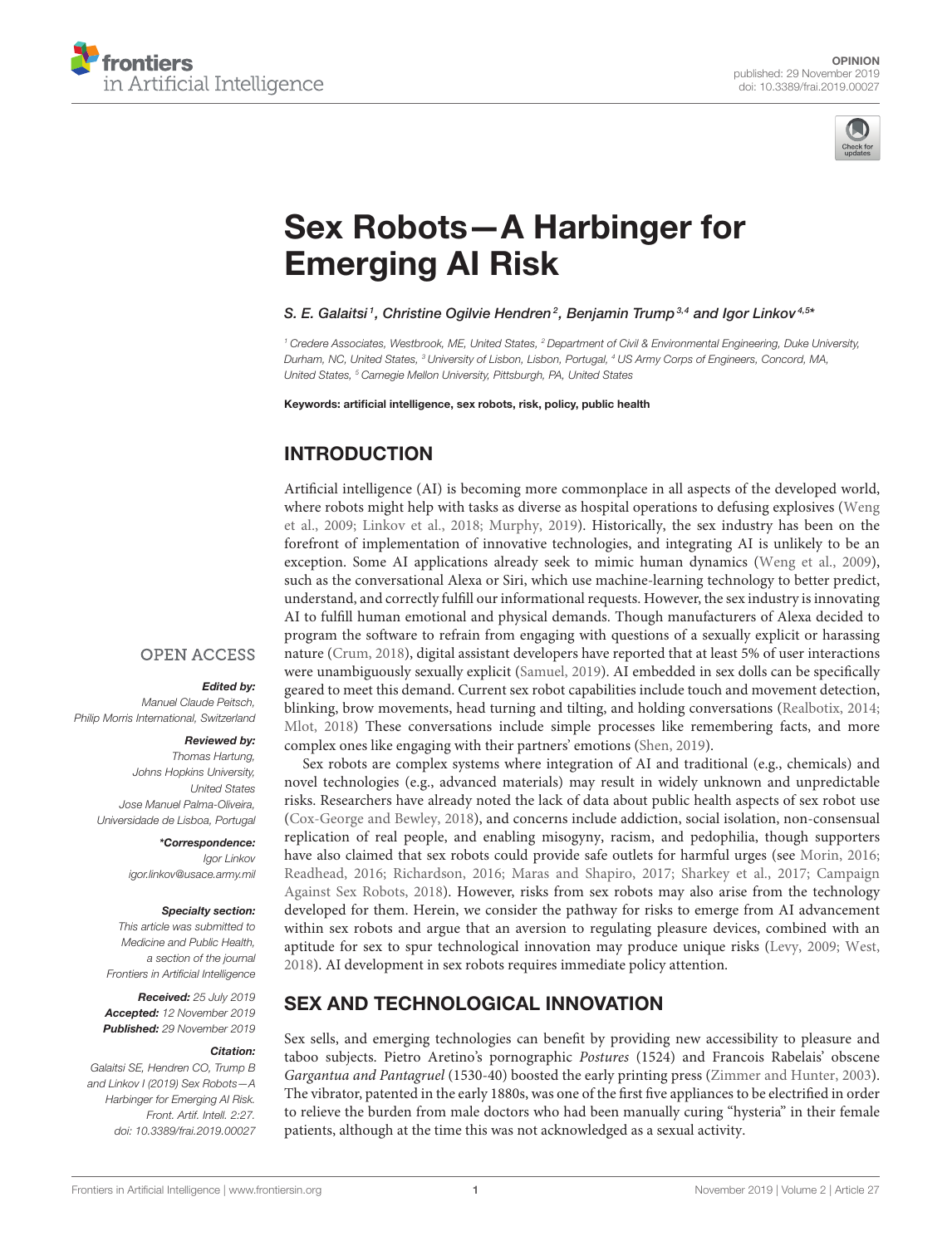OPINION
published: 29 November 2019
doi: 10.3389/frai.2019.00027

# Sex Robots—A Harbinger for Emerging AI Risk

*S. E. Galaitsi[1], Christine Ogilvie Hendren[2], Benjamin Trump[3,4] and Igor Linkov[4,5]**

[1] Credere Associates, Westbrook, ME, United States, [2] Department of Civil & Environmental Engineering, Duke University, Durham, NC, United States, [3] University of Lisbon, Lisbon, Portugal, [4] US Army Corps of Engineers, Concord, MA, United States, [5] Carnegie Mellon University, Pittsburgh, PA, United States

**Keywords: artificial intelligence, sex robots, risk, policy, public health**

OPEN ACCESS

***Edited by:***
*Manuel Claude Peitsch,*
*Philip Morris International, Switzerland*

***Reviewed by:***
*Thomas Hartung,*
*Johns Hopkins University,*
*United States*
*Jose Manuel Palma-Oliveira,*
*Universidade de Lisboa, Portugal*

***\*Correspondence:***
*Igor Linkov*
*igor.linkov@usace.army.mil*

***Specialty section:***
*This article was submitted to Medicine and Public Health, a section of the journal Frontiers in Artificial Intelligence*

***Received:*** *25 July 2019*
***Accepted:*** *12 November 2019*
***Published:*** *29 November 2019*

***Citation:***
*Galaitsi SE, Hendren CO, Trump B and Linkov I (2019) Sex Robots—A Harbinger for Emerging AI Risk. Front. Artif. Intell. 2:27. doi: 10.3389/frai.2019.00027*

## INTRODUCTION

Artificial intelligence (AI) is becoming more commonplace in all aspects of the developed world, where robots might help with tasks as diverse as hospital operations to defusing explosives (Weng et al., 2009; Linkov et al., 2018; Murphy, 2019). Historically, the sex industry has been on the forefront of implementation of innovative technologies, and integrating AI is unlikely to be an exception. Some AI applications already seek to mimic human dynamics (Weng et al., 2009), such as the conversational Alexa or Siri, which use machine-learning technology to better predict, understand, and correctly fulfill our informational requests. However, the sex industry is innovating AI to fulfill human emotional and physical demands. Though manufacturers of Alexa decided to program the software to refrain from engaging with questions of a sexually explicit or harassing nature (Crum, 2018), digital assistant developers have reported that at least 5% of user interactions were unambiguously sexually explicit (Samuel, 2019). AI embedded in sex dolls can be specifically geared to meet this demand. Current sex robot capabilities include touch and movement detection, blinking, brow movements, head turning and tilting, and holding conversations (Realbotix, 2014; Mlot, 2018) These conversations include simple processes like remembering facts, and more complex ones like engaging with their partners' emotions (Shen, 2019).

Sex robots are complex systems where integration of AI and traditional (e.g., chemicals) and novel technologies (e.g., advanced materials) may result in widely unknown and unpredictable risks. Researchers have already noted the lack of data about public health aspects of sex robot use (Cox-George and Bewley, 2018), and concerns include addiction, social isolation, non-consensual replication of real people, and enabling misogyny, racism, and pedophilia, though supporters have also claimed that sex robots could provide safe outlets for harmful urges (see Morin, 2016; Readhead, 2016; Richardson, 2016; Maras and Shapiro, 2017; Sharkey et al., 2017; Campaign Against Sex Robots, 2018). However, risks from sex robots may also arise from the technology developed for them. Herein, we consider the pathway for risks to emerge from AI advancement within sex robots and argue that an aversion to regulating pleasure devices, combined with an aptitude for sex to spur technological innovation may produce unique risks (Levy, 2009; West, 2018). AI development in sex robots requires immediate policy attention.

## SEX AND TECHNOLOGICAL INNOVATION

Sex sells, and emerging technologies can benefit by providing new accessibility to pleasure and taboo subjects. Pietro Aretino's pornographic *Postures* (1524) and Francois Rabelais' obscene *Gargantua and Pantagruel* (1530-40) boosted the early printing press (Zimmer and Hunter, 2003). The vibrator, patented in the early 1880s, was one of the first five appliances to be electrified in order to relieve the burden from male doctors who had been manually curing "hysteria" in their female patients, although at the time this was not acknowledged as a sexual activity.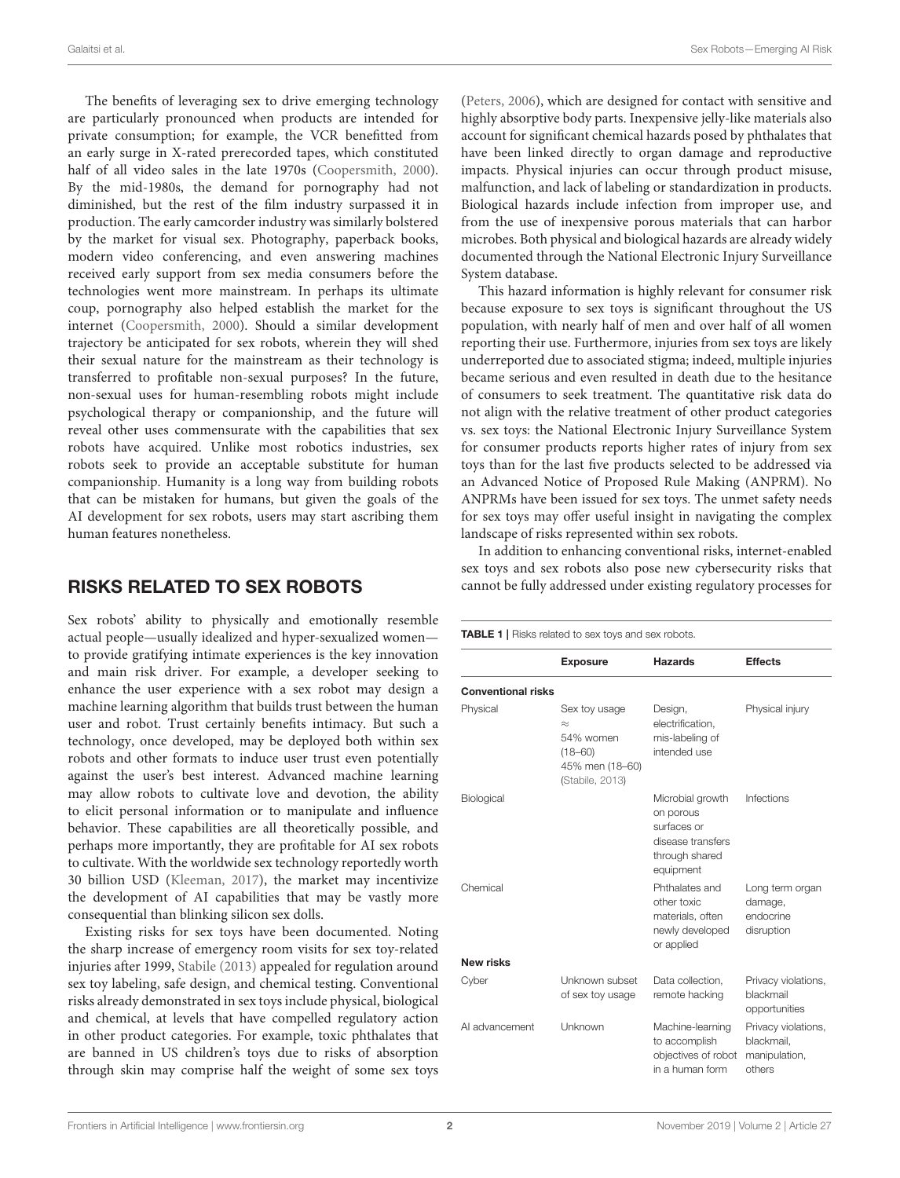The benefits of leveraging sex to drive emerging technology are particularly pronounced when products are intended for private consumption; for example, the VCR benefitted from an early surge in X-rated prerecorded tapes, which constituted half of all video sales in the late 1970s (Coopersmith, 2000). By the mid-1980s, the demand for pornography had not diminished, but the rest of the film industry surpassed it in production. The early camcorder industry was similarly bolstered by the market for visual sex. Photography, paperback books, modern video conferencing, and even answering machines received early support from sex media consumers before the technologies went more mainstream. In perhaps its ultimate coup, pornography also helped establish the market for the internet (Coopersmith, 2000). Should a similar development trajectory be anticipated for sex robots, wherein they will shed their sexual nature for the mainstream as their technology is transferred to profitable non-sexual purposes? In the future, non-sexual uses for human-resembling robots might include psychological therapy or companionship, and the future will reveal other uses commensurate with the capabilities that sex robots have acquired. Unlike most robotics industries, sex robots seek to provide an acceptable substitute for human companionship. Humanity is a long way from building robots that can be mistaken for humans, but given the goals of the AI development for sex robots, users may start ascribing them human features nonetheless.

## RISKS RELATED TO SEX ROBOTS

Sex robots' ability to physically and emotionally resemble actual people—usually idealized and hyper-sexualized women—to provide gratifying intimate experiences is the key innovation and main risk driver. For example, a developer seeking to enhance the user experience with a sex robot may design a machine learning algorithm that builds trust between the human user and robot. Trust certainly benefits intimacy. But such a technology, once developed, may be deployed both within sex robots and other formats to induce user trust even potentially against the user's best interest. Advanced machine learning may allow robots to cultivate love and devotion, the ability to elicit personal information or to manipulate and influence behavior. These capabilities are all theoretically possible, and perhaps more importantly, they are profitable for AI sex robots to cultivate. With the worldwide sex technology reportedly worth 30 billion USD (Kleeman, 2017), the market may incentivize the development of AI capabilities that may be vastly more consequential than blinking silicon sex dolls.

Existing risks for sex toys have been documented. Noting the sharp increase of emergency room visits for sex toy-related injuries after 1999, Stabile (2013) appealed for regulation around sex toy labeling, safe design, and chemical testing. Conventional risks already demonstrated in sex toys include physical, biological and chemical, at levels that have compelled regulatory action in other product categories. For example, toxic phthalates that are banned in US children's toys due to risks of absorption through skin may comprise half the weight of some sex toys (Peters, 2006), which are designed for contact with sensitive and highly absorptive body parts. Inexpensive jelly-like materials also account for significant chemical hazards posed by phthalates that have been linked directly to organ damage and reproductive impacts. Physical injuries can occur through product misuse, malfunction, and lack of labeling or standardization in products. Biological hazards include infection from improper use, and from the use of inexpensive porous materials that can harbor microbes. Both physical and biological hazards are already widely documented through the National Electronic Injury Surveillance System database.

This hazard information is highly relevant for consumer risk because exposure to sex toys is significant throughout the US population, with nearly half of men and over half of all women reporting their use. Furthermore, injuries from sex toys are likely underreported due to associated stigma; indeed, multiple injuries became serious and even resulted in death due to the hesitance of consumers to seek treatment. The quantitative risk data do not align with the relative treatment of other product categories vs. sex toys: the National Electronic Injury Surveillance System for consumer products reports higher rates of injury from sex toys than for the last five products selected to be addressed via an Advanced Notice of Proposed Rule Making (ANPRM). No ANPRMs have been issued for sex toys. The unmet safety needs for sex toys may offer useful insight in navigating the complex landscape of risks represented within sex robots.

In addition to enhancing conventional risks, internet-enabled sex toys and sex robots also pose new cybersecurity risks that cannot be fully addressed under existing regulatory processes for

**TABLE 1** | Risks related to sex toys and sex robots.

| | Exposure | Hazards | Effects |
|---|---|---|---|
| **Conventional risks** | | | |
| Physical | Sex toy usage ≈ 54% women (18–60) 45% men (18–60) (Stabile, 2013) | Design, electrification, mis-labeling of intended use | Physical injury |
| Biological | | Microbial growth on porous surfaces or disease transfers through shared equipment | Infections |
| Chemical | | Phthalates and other toxic materials, often newly developed or applied | Long term organ damage, endocrine disruption |
| **New risks** | | | |
| Cyber | Unknown subset of sex toy usage | Data collection, remote hacking | Privacy violations, blackmail opportunities |
| AI advancement | Unknown | Machine-learning to accomplish objectives of robot in a human form | Privacy violations, blackmail, manipulation, others |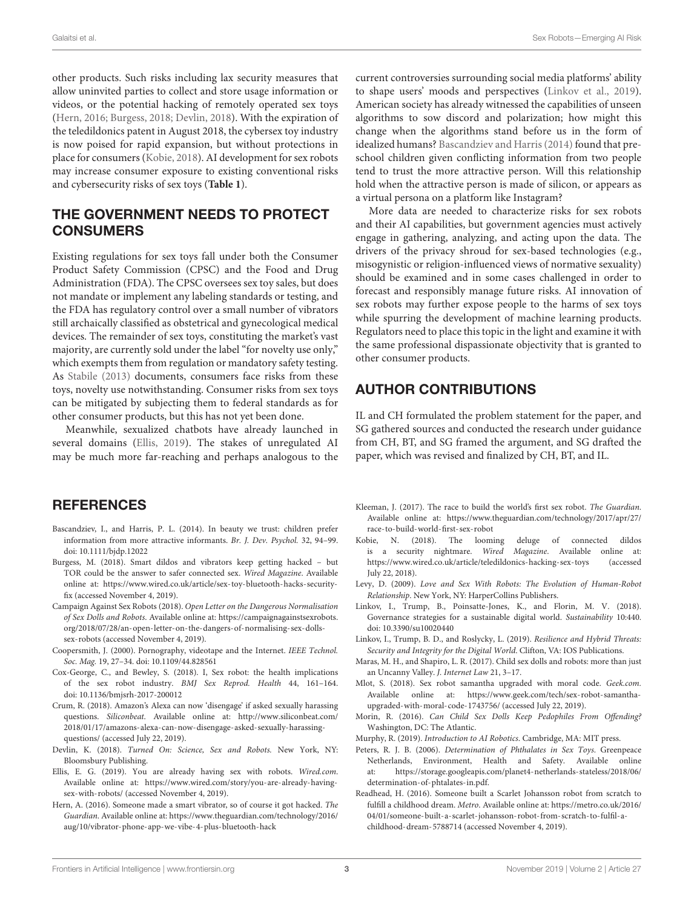other products. Such risks including lax security measures that allow uninvited parties to collect and store usage information or videos, or the potential hacking of remotely operated sex toys (Hern, 2016; Burgess, 2018; Devlin, 2018). With the expiration of the teledildonics patent in August 2018, the cybersex toy industry is now poised for rapid expansion, but without protections in place for consumers (Kobie, 2018). AI development for sex robots may increase consumer exposure to existing conventional risks and cybersecurity risks of sex toys (**Table 1**).

## THE GOVERNMENT NEEDS TO PROTECT CONSUMERS

Existing regulations for sex toys fall under both the Consumer Product Safety Commission (CPSC) and the Food and Drug Administration (FDA). The CPSC oversees sex toy sales, but does not mandate or implement any labeling standards or testing, and the FDA has regulatory control over a small number of vibrators still archaically classified as obstetrical and gynecological medical devices. The remainder of sex toys, constituting the market's vast majority, are currently sold under the label "for novelty use only," which exempts them from regulation or mandatory safety testing. As Stabile (2013) documents, consumers face risks from these toys, novelty use notwithstanding. Consumer risks from sex toys can be mitigated by subjecting them to federal standards as for other consumer products, but this has not yet been done.

Meanwhile, sexualized chatbots have already launched in several domains (Ellis, 2019). The stakes of unregulated AI may be much more far-reaching and perhaps analogous to the current controversies surrounding social media platforms' ability to shape users' moods and perspectives (Linkov et al., 2019). American society has already witnessed the capabilities of unseen algorithms to sow discord and polarization; how might this change when the algorithms stand before us in the form of idealized humans? Bascandziev and Harris (2014) found that preschool children given conflicting information from two people tend to trust the more attractive person. Will this relationship hold when the attractive person is made of silicon, or appears as a virtual persona on a platform like Instagram?

More data are needed to characterize risks for sex robots and their AI capabilities, but government agencies must actively engage in gathering, analyzing, and acting upon the data. The drivers of the privacy shroud for sex-based technologies (e.g., misogynistic or religion-influenced views of normative sexuality) should be examined and in some cases challenged in order to forecast and responsibly manage future risks. AI innovation of sex robots may further expose people to the harms of sex toys while spurring the development of machine learning products. Regulators need to place this topic in the light and examine it with the same professional dispassionate objectivity that is granted to other consumer products.

## AUTHOR CONTRIBUTIONS

IL and CH formulated the problem statement for the paper, and SG gathered sources and conducted the research under guidance from CH, BT, and SG framed the argument, and SG drafted the paper, which was revised and finalized by CH, BT, and IL.

## REFERENCES

Bascandziev, I., and Harris, P. L. (2014). In beauty we trust: children prefer information from more attractive informants. *Br. J. Dev. Psychol.* 32, 94–99. doi: 10.1111/bjdp.12022

Burgess, M. (2018). Smart dildos and vibrators keep getting hacked – but TOR could be the answer to safer connected sex. *Wired Magazine*. Available online at: https://www.wired.co.uk/article/sex-toy-bluetooth-hacks-security-fix (accessed November 4, 2019).

Campaign Against Sex Robots (2018). *Open Letter on the Dangerous Normalisation of Sex Dolls and Robots*. Available online at: https://campaignagainstsexrobots.org/2018/07/28/an-open-letter-on-the-dangers-of-normalising-sex-dolls-sex-robots (accessed November 4, 2019).

Coopersmith, J. (2000). Pornography, videotape and the Internet. *IEEE Technol. Soc. Mag.* 19, 27–34. doi: 10.1109/44.828561

Cox-George, C., and Bewley, S. (2018). I, Sex robot: the health implications of the sex robot industry. *BMJ Sex Reprod. Health* 44, 161–164. doi: 10.1136/bmjsrh-2017-200012

Crum, R. (2018). Amazon's Alexa can now 'disengage' if asked sexually harassing questions. *Siliconbeat*. Available online at: http://www.siliconbeat.com/2018/01/17/amazons-alexa-can-now-disengage-asked-sexually-harassing-questions/ (accessed July 22, 2019).

Devlin, K. (2018). *Turned On: Science, Sex and Robots*. New York, NY: Bloomsbury Publishing.

Ellis, E. G. (2019). You are already having sex with robots. *Wired.com*. Available online at: https://www.wired.com/story/you-are-already-having-sex-with-robots/ (accessed November 4, 2019).

Hern, A. (2016). Someone made a smart vibrator, so of course it got hacked. *The Guardian*. Available online at: https://www.theguardian.com/technology/2016/aug/10/vibrator-phone-app-we-vibe-4-plus-bluetooth-hack

Kleeman, J. (2017). The race to build the world's first sex robot. *The Guardian*. Available online at: https://www.theguardian.com/technology/2017/apr/27/race-to-build-world-first-sex-robot

Kobie, N. (2018). The looming deluge of connected dildos is a security nightmare. *Wired Magazine*. Available online at: https://www.wired.co.uk/article/teledildonics-hacking-sex-toys (accessed July 22, 2018).

Levy, D. (2009). *Love and Sex With Robots: The Evolution of Human-Robot Relationship*. New York, NY: HarperCollins Publishers.

Linkov, I., Trump, B., Poinsatte-Jones, K., and Florin, M. V. (2018). Governance strategies for a sustainable digital world. *Sustainability* 10:440. doi: 10.3390/su10020440

Linkov, I., Trump, B. D., and Roslycky, L. (2019). *Resilience and Hybrid Threats: Security and Integrity for the Digital World*. Clifton, VA: IOS Publications.

Maras, M. H., and Shapiro, L. R. (2017). Child sex dolls and robots: more than just an Uncanny Valley. *J. Internet Law* 21, 3–17.

Mlot, S. (2018). Sex robot samantha upgraded with moral code. *Geek.com*. Available online at: https://www.geek.com/tech/sex-robot-samantha-upgraded-with-moral-code-1743756/ (accessed July 22, 2019).

Morin, R. (2016). *Can Child Sex Dolls Keep Pedophiles From Offending?* Washington, DC: The Atlantic.

Murphy, R. (2019). *Introduction to AI Robotics*. Cambridge, MA: MIT press.

Peters, R. J. B. (2006). *Determination of Phthalates in Sex Toys*. Greenpeace Netherlands, Environment, Health and Safety. Available online at: https://storage.googleapis.com/planet4-netherlands-stateless/2018/06/determination-of-phtalates-in.pdf.

Readhead, H. (2016). Someone built a Scarlet Johansson robot from scratch to fulfill a childhood dream. *Metro*. Available online at: https://metro.co.uk/2016/04/01/someone-built-a-scarlet-johansson-robot-from-scratch-to-fulfil-a-childhood-dream-5788714 (accessed November 4, 2019).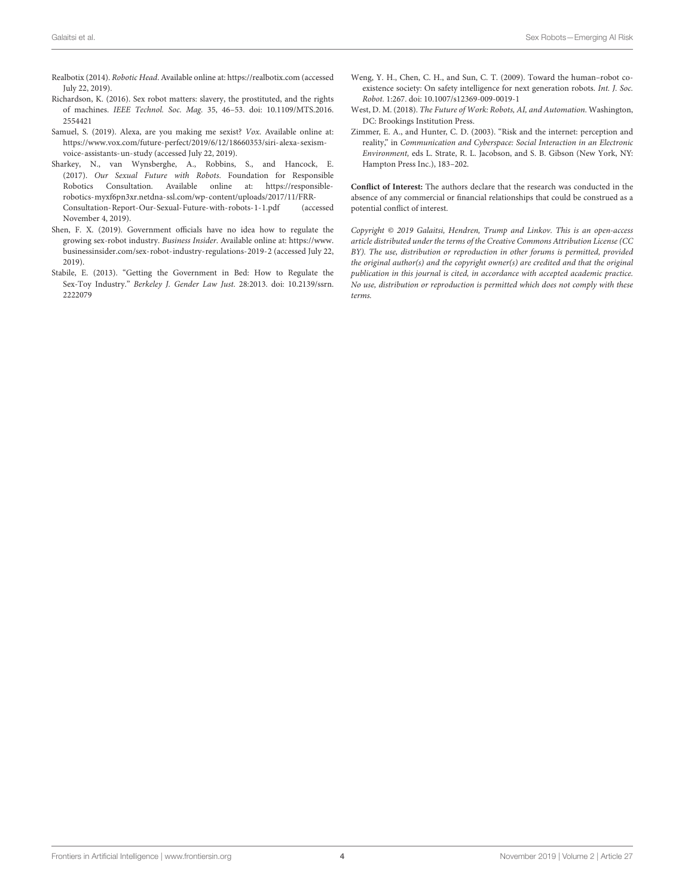Realbotix (2014). *Robotic Head*. Available online at: https://realbotix.com (accessed July 22, 2019).

Richardson, K. (2016). Sex robot matters: slavery, the prostituted, and the rights of machines. *IEEE Technol. Soc. Mag.* 35, 46–53. doi: 10.1109/MTS.2016.2554421

Samuel, S. (2019). Alexa, are you making me sexist? *Vox*. Available online at: https://www.vox.com/future-perfect/2019/6/12/18660353/siri-alexa-sexism-voice-assistants-un-study (accessed July 22, 2019).

Sharkey, N., van Wynsberghe, A., Robbins, S., and Hancock, E. (2017). *Our Sexual Future with Robots*. Foundation for Responsible Robotics Consultation. Available online at: https://responsible-robotics-myxf6pn3xr.netdna-ssl.com/wp-content/uploads/2017/11/FRR-Consultation-Report-Our-Sexual-Future-with-robots-1-1.pdf (accessed November 4, 2019).

Shen, F. X. (2019). Government officials have no idea how to regulate the growing sex-robot industry. *Business Insider*. Available online at: https://www.businessinsider.com/sex-robot-industry-regulations-2019-2 (accessed July 22, 2019).

Stabile, E. (2013). "Getting the Government in Bed: How to Regulate the Sex-Toy Industry." *Berkeley J. Gender Law Just.* 28:2013. doi: 10.2139/ssrn.2222079

Weng, Y. H., Chen, C. H., and Sun, C. T. (2009). Toward the human–robot co-existence society: On safety intelligence for next generation robots. *Int. J. Soc. Robot.* 1:267. doi: 10.1007/s12369-009-0019-1

West, D. M. (2018). *The Future of Work: Robots, AI, and Automation*. Washington, DC: Brookings Institution Press.

Zimmer, E. A., and Hunter, C. D. (2003). "Risk and the internet: perception and reality," in *Communication and Cyberspace: Social Interaction in an Electronic Environment,* eds L. Strate, R. L. Jacobson, and S. B. Gibson (New York, NY: Hampton Press Inc.), 183–202.

**Conflict of Interest:** The authors declare that the research was conducted in the absence of any commercial or financial relationships that could be construed as a potential conflict of interest.

*Copyright © 2019 Galaitsi, Hendren, Trump and Linkov. This is an open-access article distributed under the terms of the Creative Commons Attribution License (CC BY). The use, distribution or reproduction in other forums is permitted, provided the original author(s) and the copyright owner(s) are credited and that the original publication in this journal is cited, in accordance with accepted academic practice. No use, distribution or reproduction is permitted which does not comply with these terms.*